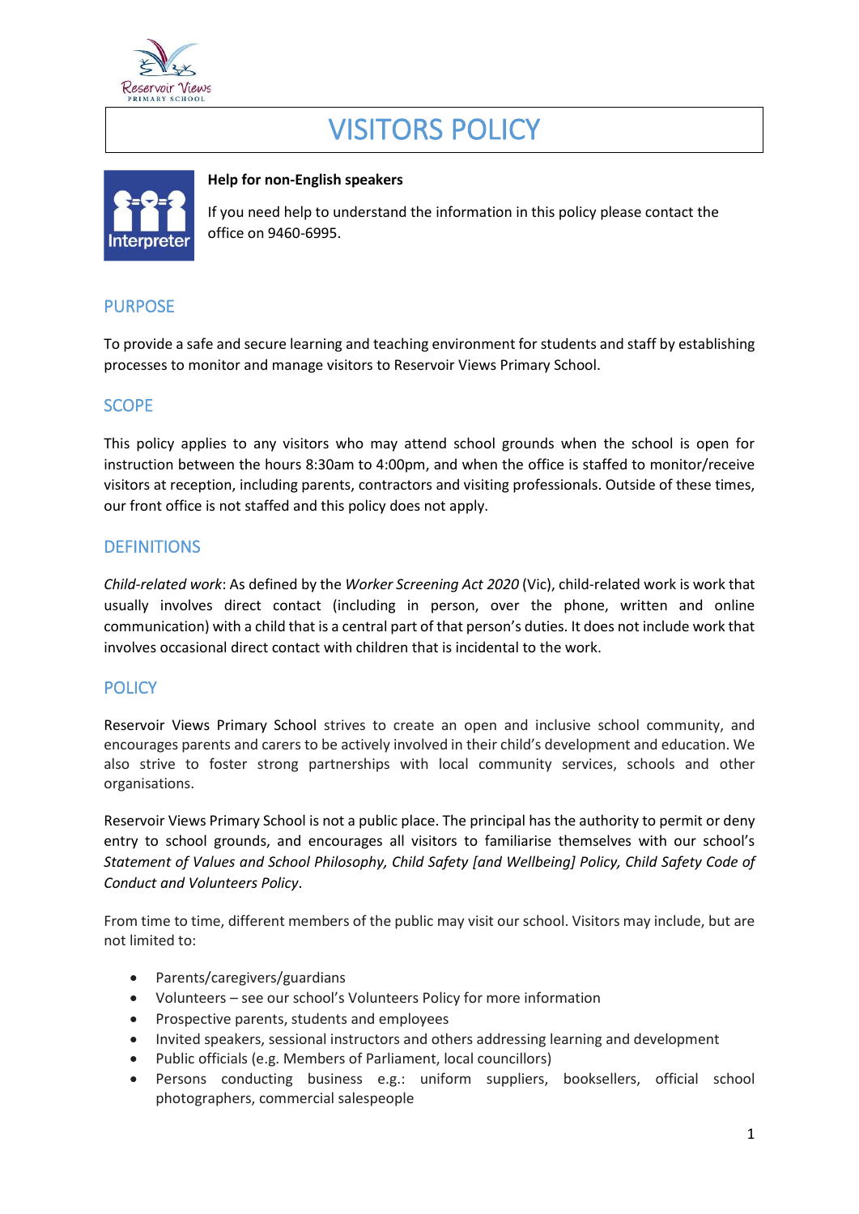# VISITORS POLICY

**Help for non-English speakers**

If you need help to understand the information in this policy please contact the office on 9460-6995.

## PURPOSE

To provide a safe and secure learning and teaching environment for students and staff by establishing processes to monitor and manage visitors to Reservoir Views Primary School.

## SCOPE

This policy applies to any visitors who may attend school grounds when the school is open for instruction between the hours 8:30am to 4:00pm, and when the office is staffed to monitor/receive visitors at reception, including parents, contractors and visiting professionals. Outside of these times, our front office is not staffed and this policy does not apply.

## DEFINITIONS

*Child-related work*: As defined by the *Worker Screening Act 2020* (Vic), child-related work is work that usually involves direct contact (including in person, over the phone, written and online communication) with a child that is a central part of that person's duties. It does not include work that involves occasional direct contact with children that is incidental to the work.

## POLICY

Reservoir Views Primary School strives to create an open and inclusive school community, and encourages parents and carers to be actively involved in their child's development and education. We also strive to foster strong partnerships with local community services, schools and other organisations.

Reservoir Views Primary School is not a public place. The principal has the authority to permit or deny entry to school grounds, and encourages all visitors to familiarise themselves with our school's *Statement of Values and School Philosophy, Child Safety [and Wellbeing] Policy, Child Safety Code of Conduct and Volunteers Policy*.

From time to time, different members of the public may visit our school. Visitors may include, but are not limited to:

- Parents/caregivers/guardians
- Volunteers – see our school's Volunteers Policy for more information
- Prospective parents, students and employees
- Invited speakers, sessional instructors and others addressing learning and development
- Public officials (e.g. Members of Parliament, local councillors)
- Persons conducting business e.g.: uniform suppliers, booksellers, official school photographers, commercial salespeople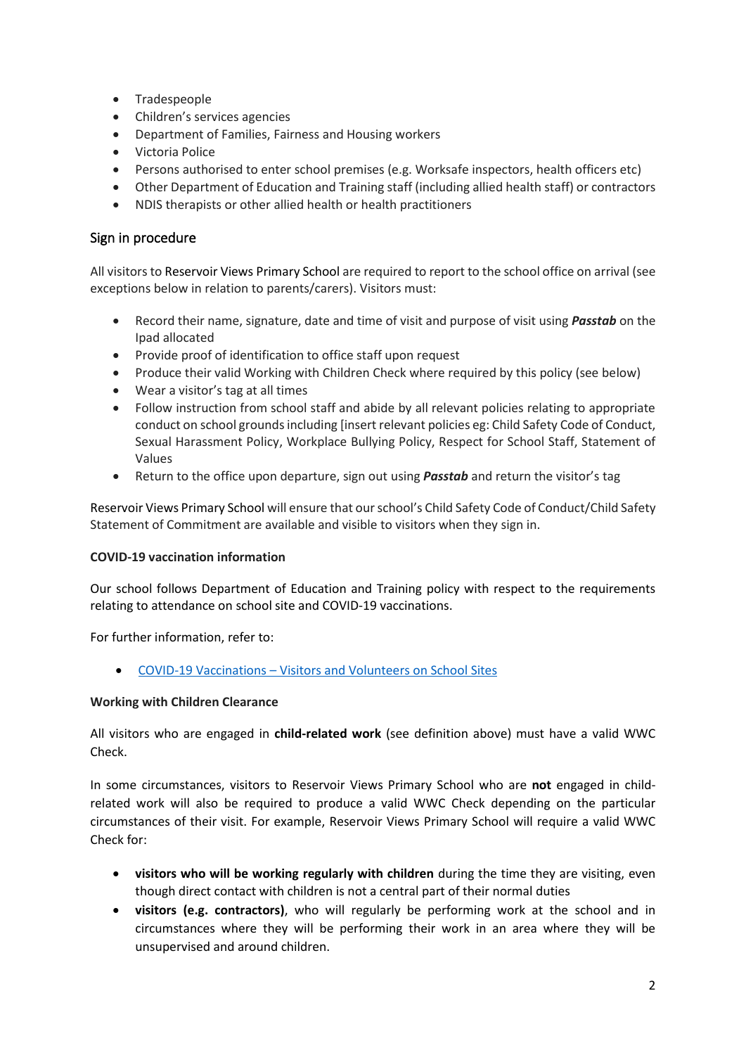- Tradespeople
- Children's services agencies
- Department of Families, Fairness and Housing workers
- Victoria Police
- Persons authorised to enter school premises (e.g. Worksafe inspectors, health officers etc)
- Other Department of Education and Training staff (including allied health staff) or contractors
- NDIS therapists or other allied health or health practitioners

## Sign in procedure

All visitors to Reservoir Views Primary School are required to report to the school office on arrival (see exceptions below in relation to parents/carers). Visitors must:

- Record their name, signature, date and time of visit and purpose of visit using ***Passtab*** on the Ipad allocated
- Provide proof of identification to office staff upon request
- Produce their valid Working with Children Check where required by this policy (see below)
- Wear a visitor's tag at all times
- Follow instruction from school staff and abide by all relevant policies relating to appropriate conduct on school grounds including [insert relevant policies eg: Child Safety Code of Conduct, Sexual Harassment Policy, Workplace Bullying Policy, Respect for School Staff, Statement of Values
- Return to the office upon departure, sign out using ***Passtab*** and return the visitor's tag

Reservoir Views Primary School will ensure that our school's Child Safety Code of Conduct/Child Safety Statement of Commitment are available and visible to visitors when they sign in.

**COVID-19 vaccination information**

Our school follows Department of Education and Training policy with respect to the requirements relating to attendance on school site and COVID-19 vaccinations.

For further information, refer to:

- [COVID-19 Vaccinations – Visitors and Volunteers on School Sites]

**Working with Children Clearance**

All visitors who are engaged in **child-related work** (see definition above) must have a valid WWC Check.

In some circumstances, visitors to Reservoir Views Primary School who are **not** engaged in child-related work will also be required to produce a valid WWC Check depending on the particular circumstances of their visit. For example, Reservoir Views Primary School will require a valid WWC Check for:

- **visitors who will be working regularly with children** during the time they are visiting, even though direct contact with children is not a central part of their normal duties
- **visitors (e.g. contractors)**, who will regularly be performing work at the school and in circumstances where they will be performing their work in an area where they will be unsupervised and around children.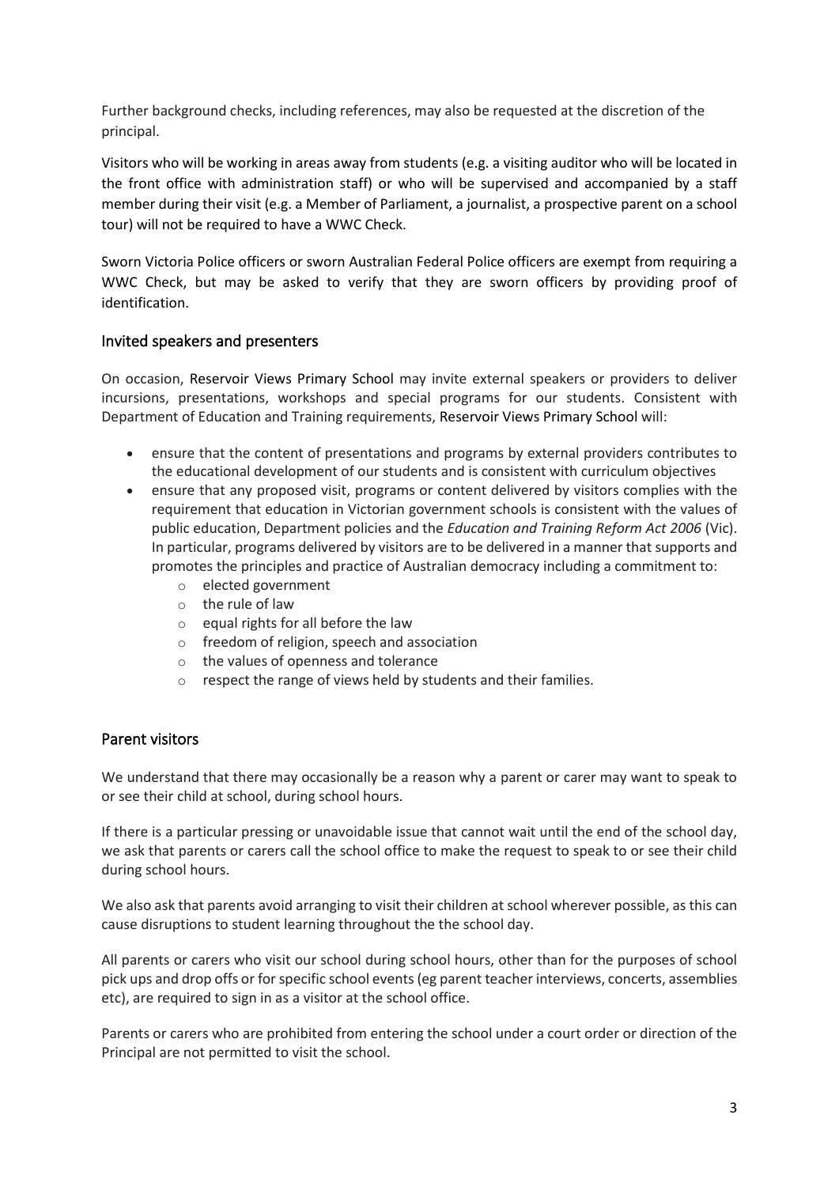Further background checks, including references, may also be requested at the discretion of the principal.

Visitors who will be working in areas away from students (e.g. a visiting auditor who will be located in the front office with administration staff) or who will be supervised and accompanied by a staff member during their visit (e.g. a Member of Parliament, a journalist, a prospective parent on a school tour) will not be required to have a WWC Check.

Sworn Victoria Police officers or sworn Australian Federal Police officers are exempt from requiring a WWC Check, but may be asked to verify that they are sworn officers by providing proof of identification.

## Invited speakers and presenters

On occasion, Reservoir Views Primary School may invite external speakers or providers to deliver incursions, presentations, workshops and special programs for our students. Consistent with Department of Education and Training requirements, Reservoir Views Primary School will:

- ensure that the content of presentations and programs by external providers contributes to the educational development of our students and is consistent with curriculum objectives
- ensure that any proposed visit, programs or content delivered by visitors complies with the requirement that education in Victorian government schools is consistent with the values of public education, Department policies and the *Education and Training Reform Act 2006* (Vic). In particular, programs delivered by visitors are to be delivered in a manner that supports and promotes the principles and practice of Australian democracy including a commitment to:
  - elected government
  - the rule of law
  - equal rights for all before the law
  - freedom of religion, speech and association
  - the values of openness and tolerance
  - respect the range of views held by students and their families.

## Parent visitors

We understand that there may occasionally be a reason why a parent or carer may want to speak to or see their child at school, during school hours.

If there is a particular pressing or unavoidable issue that cannot wait until the end of the school day, we ask that parents or carers call the school office to make the request to speak to or see their child during school hours.

We also ask that parents avoid arranging to visit their children at school wherever possible, as this can cause disruptions to student learning throughout the the school day.

All parents or carers who visit our school during school hours, other than for the purposes of school pick ups and drop offs or for specific school events (eg parent teacher interviews, concerts, assemblies etc), are required to sign in as a visitor at the school office.

Parents or carers who are prohibited from entering the school under a court order or direction of the Principal are not permitted to visit the school.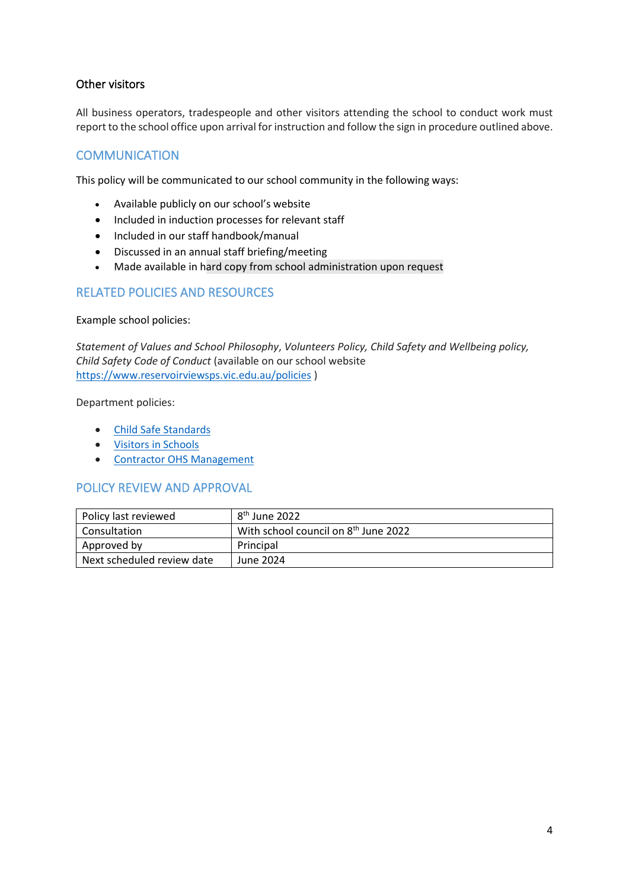### Other visitors

All business operators, tradespeople and other visitors attending the school to conduct work must report to the school office upon arrival for instruction and follow the sign in procedure outlined above.

## COMMUNICATION

This policy will be communicated to our school community in the following ways:

- Available publicly on our school's website
- Included in induction processes for relevant staff
- Included in our staff handbook/manual
- Discussed in an annual staff briefing/meeting
- Made available in hard copy from school administration upon request

## RELATED POLICIES AND RESOURCES

Example school policies:

*Statement of Values and School Philosophy*, *Volunteers Policy, Child Safety and Wellbeing policy, Child Safety Code of Conduct* (available on our school website https://www.reservoirviewsps.vic.edu.au/policies )

Department policies:

- Child Safe Standards
- Visitors in Schools
- Contractor OHS Management

## POLICY REVIEW AND APPROVAL

| | |
|---|---|
| Policy last reviewed | 8th June 2022 |
| Consultation | With school council on 8th June 2022 |
| Approved by | Principal |
| Next scheduled review date | June 2024 |